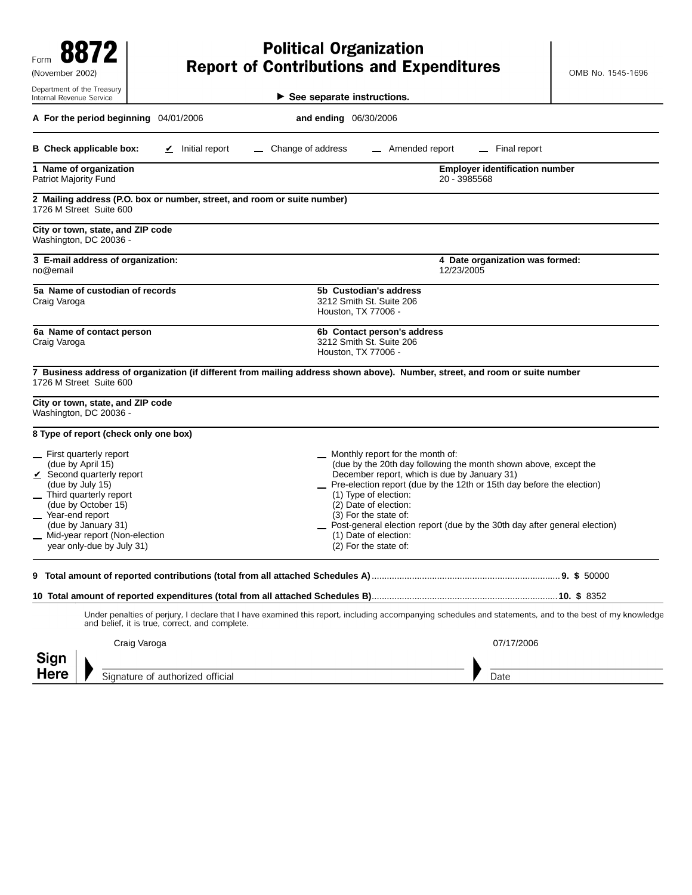Form **8872**
(November 2002)
Department of the Treasury
Internal Revenue Service

# Political Organization Report of Contributions and Expenditures

▶ See separate instructions.

OMB No. 1545-1696

**A For the period beginning** 04/01/2006 **and ending** 06/30/2006

**B Check applicable box:** ✔ Initial report _ Change of address _ Amended report _ Final report

**1 Name of organization**
Patriot Majority Fund

**Employer identification number**
20 - 3985568

**2 Mailing address (P.O. box or number, street, and room or suite number)**
1726 M Street Suite 600

**City or town, state, and ZIP code**
Washington, DC 20036 -

**3 E-mail address of organization:**
no@email

**4 Date organization was formed:**
12/23/2005

**5a Name of custodian of records**
Craig Varoga

**5b Custodian's address**
3212 Smith St. Suite 206
Houston, TX 77006 -

**6a Name of contact person**
Craig Varoga

**6b Contact person's address**
3212 Smith St. Suite 206
Houston, TX 77006 -

**7 Business address of organization (if different from mailing address shown above). Number, street, and room or suite number**
1726 M Street Suite 600

**City or town, state, and ZIP code**
Washington, DC 20036 -

**8 Type of report (check only one box)**

- _ First quarterly report (due by April 15)
- ✔ Second quarterly report (due by July 15)
- _ Third quarterly report (due by October 15)
- _ Year-end report (due by January 31)
- _ Mid-year report (Non-election year only-due by July 31)
- _ Monthly report for the month of:
  (due by the 20th day following the month shown above, except the December report, which is due by January 31)
- _ Pre-election report (due by the 12th or 15th day before the election)
  (1) Type of election:
  (2) Date of election:
  (3) For the state of:
- _ Post-general election report (due by the 30th day after general election)
  (1) Date of election:
  (2) For the state of:

**9 Total amount of reported contributions (total from all attached Schedules A)** ........ **9. $** 50000

**10 Total amount of reported expenditures (total from all attached Schedules B)** ........ **10. $** 8352

Under penalties of perjury, I declare that I have examined this report, including accompanying schedules and statements, and to the best of my knowledge and belief, it is true, correct, and complete.

**Sign Here**

Craig Varoga — Signature of authorized official

07/17/2006 — Date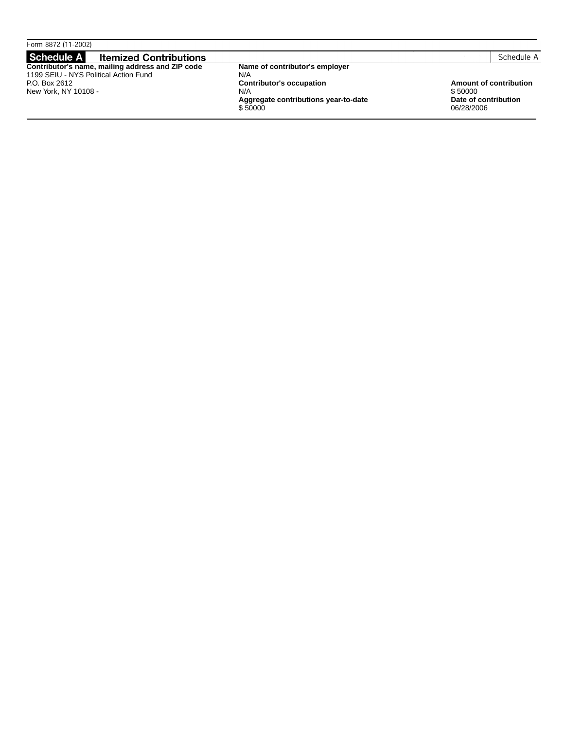Form 8872 (11-2002)

## Schedule A Itemized Contributions

Schedule A

| Contributor's name, mailing address and ZIP code | Name of contributor's employer | |
|---|---|---|
| 1199 SEIU - NYS Political Action Fund | N/A | |
| P.O. Box 2612 | **Contributor's occupation** | **Amount of contribution** |
| New York, NY 10108 - | N/A | $ 50000 |
| | **Aggregate contributions year-to-date** | **Date of contribution** |
| | $ 50000 | 06/28/2006 |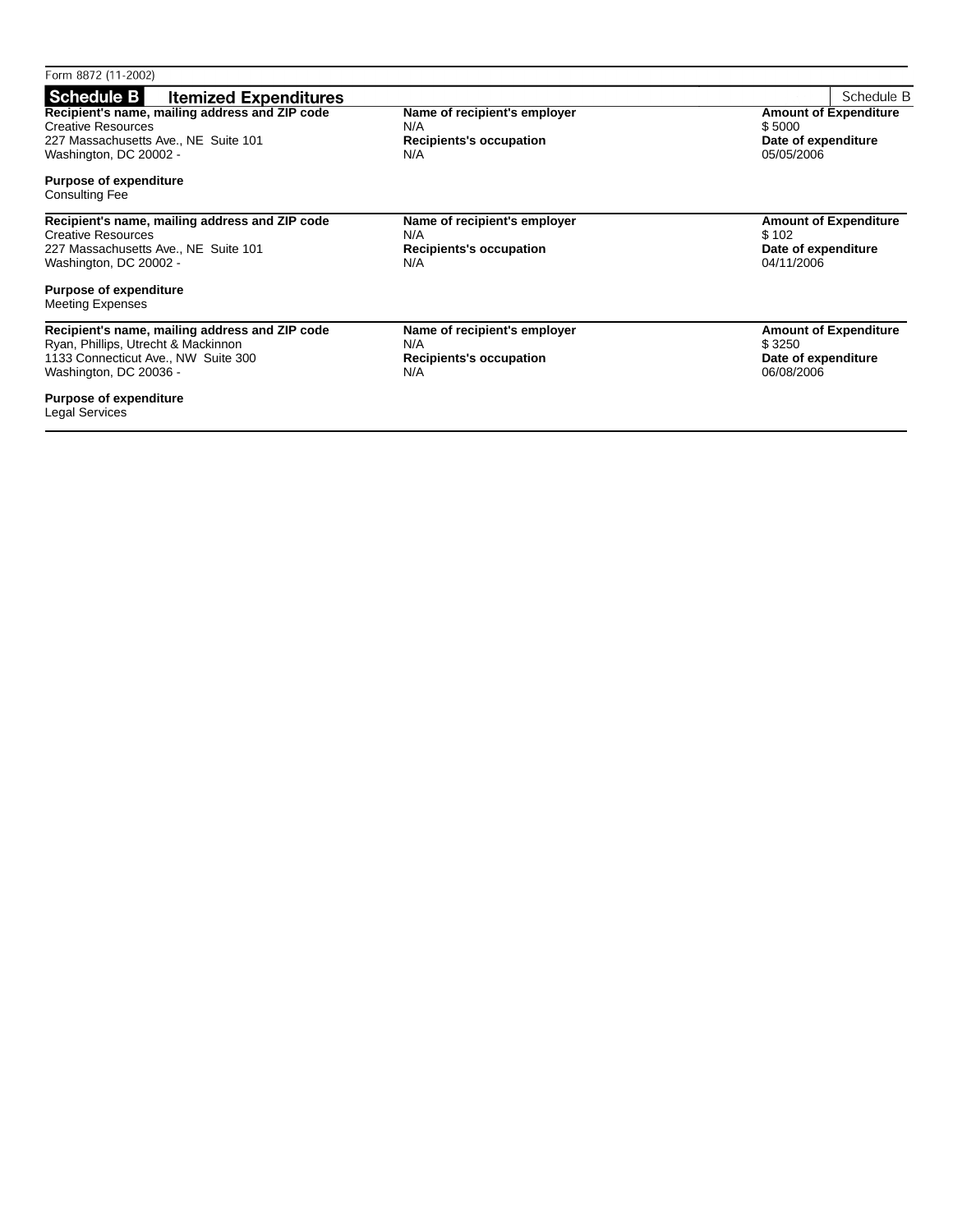Form 8872 (11-2002)

## Schedule B Itemized Expenditures

Schedule B

**Recipient's name, mailing address and ZIP code**
Creative Resources
227 Massachusetts Ave., NE Suite 101
Washington, DC 20002 -

**Name of recipient's employer**
N/A

**Recipients's occupation**
N/A

**Amount of Expenditure**
$ 5000

**Date of expenditure**
05/05/2006

**Purpose of expenditure**
Consulting Fee

---

**Recipient's name, mailing address and ZIP code**
Creative Resources
227 Massachusetts Ave., NE Suite 101
Washington, DC 20002 -

**Name of recipient's employer**
N/A

**Recipients's occupation**
N/A

**Amount of Expenditure**
$ 102

**Date of expenditure**
04/11/2006

**Purpose of expenditure**
Meeting Expenses

---

**Recipient's name, mailing address and ZIP code**
Ryan, Phillips, Utrecht & Mackinnon
1133 Connecticut Ave., NW Suite 300
Washington, DC 20036 -

**Name of recipient's employer**
N/A

**Recipients's occupation**
N/A

**Amount of Expenditure**
$ 3250

**Date of expenditure**
06/08/2006

**Purpose of expenditure**
Legal Services